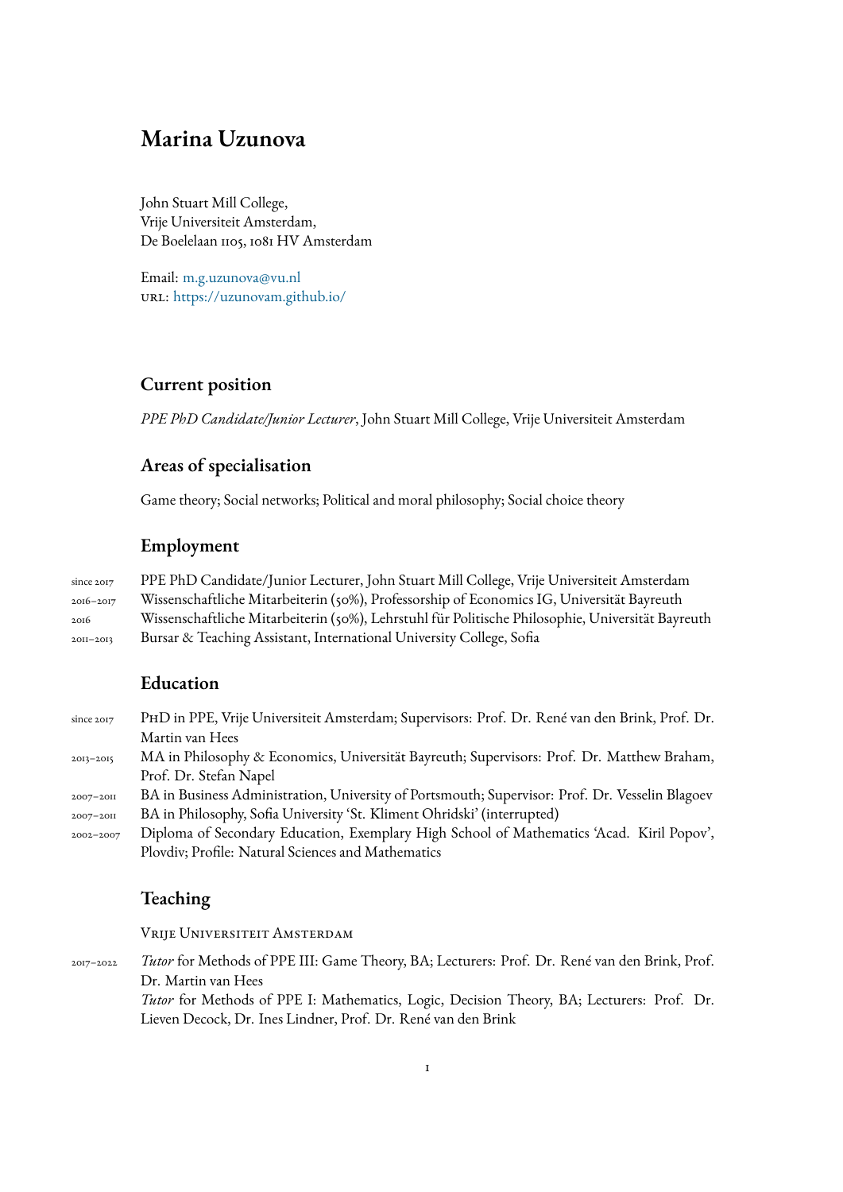// Marina Uzunova

John Stuart Mill College,
Vrije Universiteit Amsterdam,
De Boelelaan 1105, 1081 HV Amsterdam

Email: m.g.uzunova@vu.nl
URL: https://uzunovam.github.io/

## Current position

*PPE PhD Candidate/Junior Lecturer*, John Stuart Mill College, Vrije Universiteit Amsterdam

## Areas of specialisation

Game theory; Social networks; Political and moral philosophy; Social choice theory

## Employment

since 2017 — PPE PhD Candidate/Junior Lecturer, John Stuart Mill College, Vrije Universiteit Amsterdam
2016–2017 — Wissenschaftliche Mitarbeiterin (50%), Professorship of Economics IG, Universität Bayreuth
2016 — Wissenschaftliche Mitarbeiterin (50%), Lehrstuhl für Politische Philosophie, Universität Bayreuth
2011–2013 — Bursar & Teaching Assistant, International University College, Sofia

## Education

since 2017 — PhD in PPE, Vrije Universiteit Amsterdam; Supervisors: Prof. Dr. René van den Brink, Prof. Dr. Martin van Hees
2013–2015 — MA in Philosophy & Economics, Universität Bayreuth; Supervisors: Prof. Dr. Matthew Braham, Prof. Dr. Stefan Napel
2007–2011 — BA in Business Administration, University of Portsmouth; Supervisor: Prof. Dr. Vesselin Blagoev
2007–2011 — BA in Philosophy, Sofia University 'St. Kliment Ohridski' (interrupted)
2002–2007 — Diploma of Secondary Education, Exemplary High School of Mathematics 'Acad. Kiril Popov', Plovdiv; Profile: Natural Sciences and Mathematics

## Teaching

Vrije Universiteit Amsterdam

2017–2022 — *Tutor* for Methods of PPE III: Game Theory, BA; Lecturers: Prof. Dr. René van den Brink, Prof. Dr. Martin van Hees
*Tutor* for Methods of PPE I: Mathematics, Logic, Decision Theory, BA; Lecturers: Prof. Dr. Lieven Decock, Dr. Ines Lindner, Prof. Dr. René van den Brink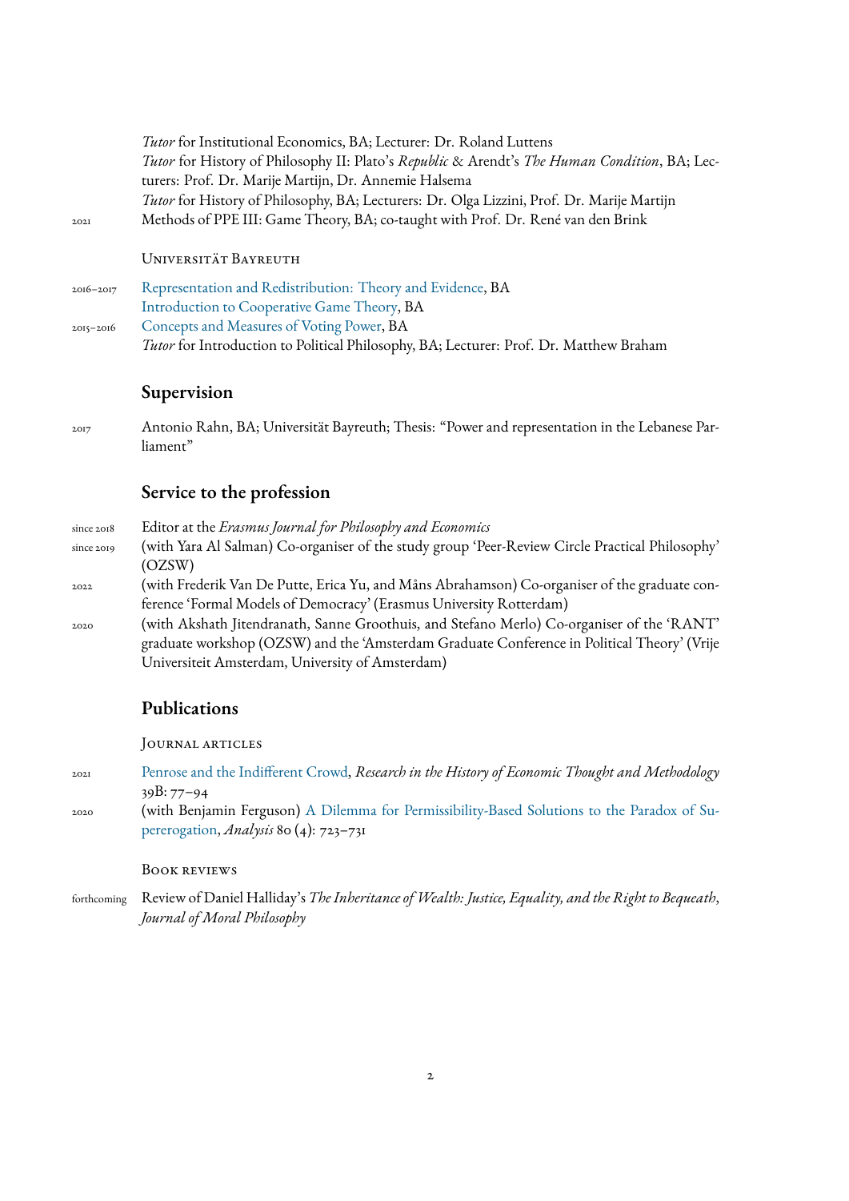*Tutor* for Institutional Economics, BA; Lecturer: Dr. Roland Luttens
*Tutor* for History of Philosophy II: Plato's *Republic* & Arendt's *The Human Condition*, BA; Lecturers: Prof. Dr. Marije Martijn, Dr. Annemie Halsema
*Tutor* for History of Philosophy, BA; Lecturers: Dr. Olga Lizzini, Prof. Dr. Marije Martijn

2021 Methods of PPE III: Game Theory, BA; co-taught with Prof. Dr. René van den Brink

### Universität Bayreuth

2016–2017 Representation and Redistribution: Theory and Evidence, BA
Introduction to Cooperative Game Theory, BA

2015–2016 Concepts and Measures of Voting Power, BA
*Tutor* for Introduction to Political Philosophy, BA; Lecturer: Prof. Dr. Matthew Braham

## Supervision

2017 Antonio Rahn, BA; Universität Bayreuth; Thesis: "Power and representation in the Lebanese Parliament"

## Service to the profession

since 2018 Editor at the *Erasmus Journal for Philosophy and Economics*

since 2019 (with Yara Al Salman) Co-organiser of the study group 'Peer-Review Circle Practical Philosophy' (OZSW)

2022 (with Frederik Van De Putte, Erica Yu, and Måns Abrahamson) Co-organiser of the graduate conference 'Formal Models of Democracy' (Erasmus University Rotterdam)

2020 (with Akshath Jitendranath, Sanne Groothuis, and Stefano Merlo) Co-organiser of the 'RANT' graduate workshop (OZSW) and the 'Amsterdam Graduate Conference in Political Theory' (Vrije Universiteit Amsterdam, University of Amsterdam)

## Publications

### Journal articles

2021 Penrose and the Indifferent Crowd, *Research in the History of Economic Thought and Methodology* 39B: 77–94

2020 (with Benjamin Ferguson) A Dilemma for Permissibility-Based Solutions to the Paradox of Supererogation, *Analysis* 80 (4): 723–731

### Book reviews

forthcoming Review of Daniel Halliday's *The Inheritance of Wealth: Justice, Equality, and the Right to Bequeath*, *Journal of Moral Philosophy*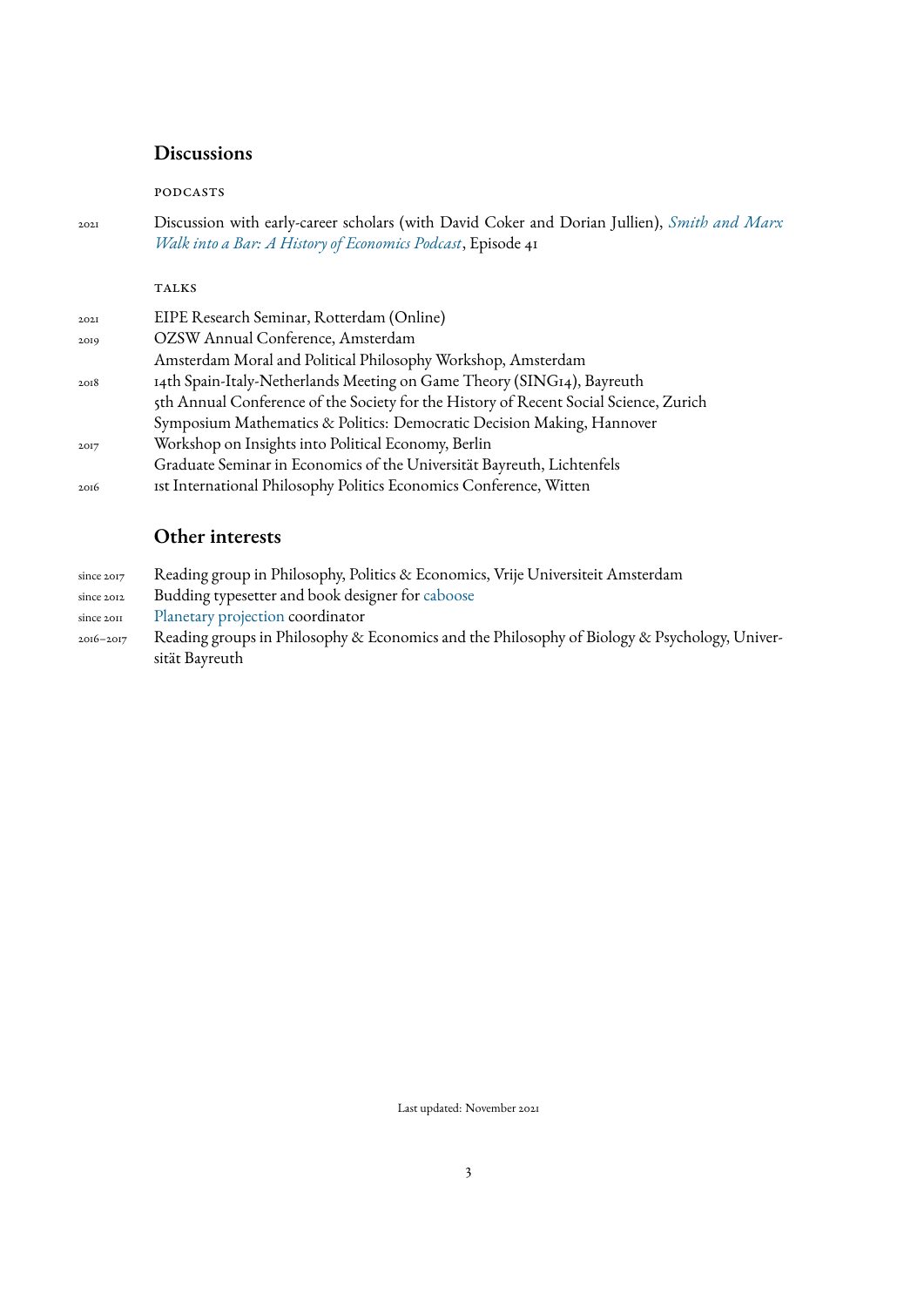## Discussions

### Podcasts

2021 Discussion with early-career scholars (with David Coker and Dorian Jullien), *Smith and Marx Walk into a Bar: A History of Economics Podcast*, Episode 41

### Talks

2021 EIPE Research Seminar, Rotterdam (Online)

2019 OZSW Annual Conference, Amsterdam

Amsterdam Moral and Political Philosophy Workshop, Amsterdam

2018 14th Spain-Italy-Netherlands Meeting on Game Theory (SING14), Bayreuth

5th Annual Conference of the Society for the History of Recent Social Science, Zurich

Symposium Mathematics & Politics: Democratic Decision Making, Hannover

2017 Workshop on Insights into Political Economy, Berlin

Graduate Seminar in Economics of the Universität Bayreuth, Lichtenfels

2016 1st International Philosophy Politics Economics Conference, Witten

## Other interests

since 2017 Reading group in Philosophy, Politics & Economics, Vrije Universiteit Amsterdam

since 2012 Budding typesetter and book designer for caboose

since 2011 Planetary projection coordinator

2016–2017 Reading groups in Philosophy & Economics and the Philosophy of Biology & Psychology, Universität Bayreuth

Last updated: November 2021